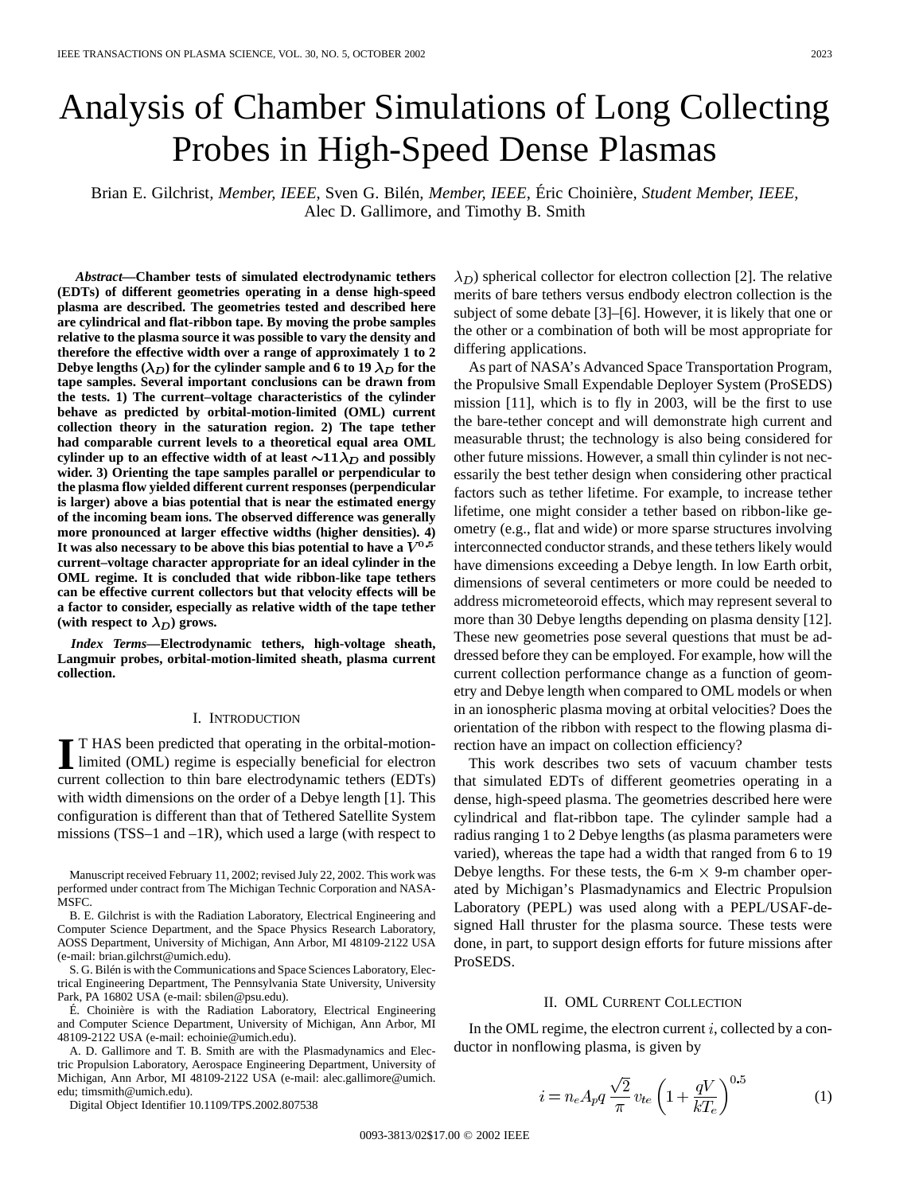# Analysis of Chamber Simulations of Long Collecting Probes in High-Speed Dense Plasmas

Brian E. Gilchrist, *Member, IEEE*, Sven G. Bilén, *Member, IEEE*, Éric Choinière, *Student Member, IEEE*, Alec D. Gallimore, and Timothy B. Smith

***Abstract*—Chamber tests of simulated electrodynamic tethers (EDTs) of different geometries operating in a dense high-speed plasma are described. The geometries tested and described here are cylindrical and flat-ribbon tape. By moving the probe samples relative to the plasma source it was possible to vary the density and therefore the effective width over a range of approximately 1 to 2 Debye lengths ($\lambda_D$) for the cylinder sample and 6 to 19 $\lambda_D$ for the tape samples. Several important conclusions can be drawn from the tests. 1) The current–voltage characteristics of the cylinder behave as predicted by orbital-motion-limited (OML) current collection theory in the saturation region. 2) The tape tether had comparable current levels to a theoretical equal area OML cylinder up to an effective width of at least $\sim 11\lambda_D$ and possibly wider. 3) Orienting the tape samples parallel or perpendicular to the plasma flow yielded different current responses (perpendicular is larger) above a bias potential that is near the estimated energy of the incoming beam ions. The observed difference was generally more pronounced at larger effective widths (higher densities). 4) It was also necessary to be above this bias potential to have a $V^{0.5}$ current–voltage character appropriate for an ideal cylinder in the OML regime. It is concluded that wide ribbon-like tape tethers can be effective current collectors but that velocity effects will be a factor to consider, especially as relative width of the tape tether (with respect to $\lambda_D$) grows.**

***Index Terms*—Electrodynamic tethers, high-voltage sheath, Langmuir probes, orbital-motion-limited sheath, plasma current collection.**

## I. Introduction

It HAS been predicted that operating in the orbital-motion-limited (OML) regime is especially beneficial for electron current collection to thin bare electrodynamic tethers (EDTs) with width dimensions on the order of a Debye length [1]. This configuration is different than that of Tethered Satellite System missions (TSS–1 and –1R), which used a large (with respect to $\lambda_D$) spherical collector for electron collection [2]. The relative merits of bare tethers versus endbody electron collection is the subject of some debate [3]–[6]. However, it is likely that one or the other or a combination of both will be most appropriate for differing applications.

As part of NASA's Advanced Space Transportation Program, the Propulsive Small Expendable Deployer System (ProSEDS) mission [11], which is to fly in 2003, will be the first to use the bare-tether concept and will demonstrate high current and measurable thrust; the technology is also being considered for other future missions. However, a small thin cylinder is not necessarily the best tether design when considering other practical factors such as tether lifetime. For example, to increase tether lifetime, one might consider a tether based on ribbon-like geometry (e.g., flat and wide) or more sparse structures involving interconnected conductor strands, and these tethers likely would have dimensions exceeding a Debye length. In low Earth orbit, dimensions of several centimeters or more could be needed to address micrometeoroid effects, which may represent several to more than 30 Debye lengths depending on plasma density [12]. These new geometries pose several questions that must be addressed before they can be employed. For example, how will the current collection performance change as a function of geometry and Debye length when compared to OML models or when in an ionospheric plasma moving at orbital velocities? Does the orientation of the ribbon with respect to the flowing plasma direction have an impact on collection efficiency?

This work describes two sets of vacuum chamber tests that simulated EDTs of different geometries operating in a dense, high-speed plasma. The geometries described here were cylindrical and flat-ribbon tape. The cylinder sample had a radius ranging 1 to 2 Debye lengths (as plasma parameters were varied), whereas the tape had a width that ranged from 6 to 19 Debye lengths. For these tests, the 6-m × 9-m chamber operated by Michigan's Plasmadynamics and Electric Propulsion Laboratory (PEPL) was used along with a PEPL/USAF-designed Hall thruster for the plasma source. These tests were done, in part, to support design efforts for future missions after ProSEDS.

## II. OML Current Collection

In the OML regime, the electron current $i$, collected by a conductor in nonflowing plasma, is given by

$$i = n_e A_p q \frac{\sqrt{2}}{\pi} v_{te} \left(1 + \frac{qV}{kT_e}\right)^{0.5} \tag{1}$$

---

Manuscript received February 11, 2002; revised July 22, 2002. This work was performed under contract from The Michigan Technic Corporation and NASA-MSFC.

B. E. Gilchrist is with the Radiation Laboratory, Electrical Engineering and Computer Science Department, and the Space Physics Research Laboratory, AOSS Department, University of Michigan, Ann Arbor, MI 48109-2122 USA (e-mail: brian.gilchrst@umich.edu).

S. G. Bilén is with the Communications and Space Sciences Laboratory, Electrical Engineering Department, The Pennsylvania State University, University Park, PA 16802 USA (e-mail: sbilen@psu.edu).

É. Choinière is with the Radiation Laboratory, Electrical Engineering and Computer Science Department, University of Michigan, Ann Arbor, MI 48109-2122 USA (e-mail: echoinie@umich.edu).

A. D. Gallimore and T. B. Smith are with the Plasmadynamics and Electric Propulsion Laboratory, Aerospace Engineering Department, University of Michigan, Ann Arbor, MI 48109-2122 USA (e-mail: alec.gallimore@umich.edu; timsmith@umich.edu).

Digital Object Identifier 10.1109/TPS.2002.807538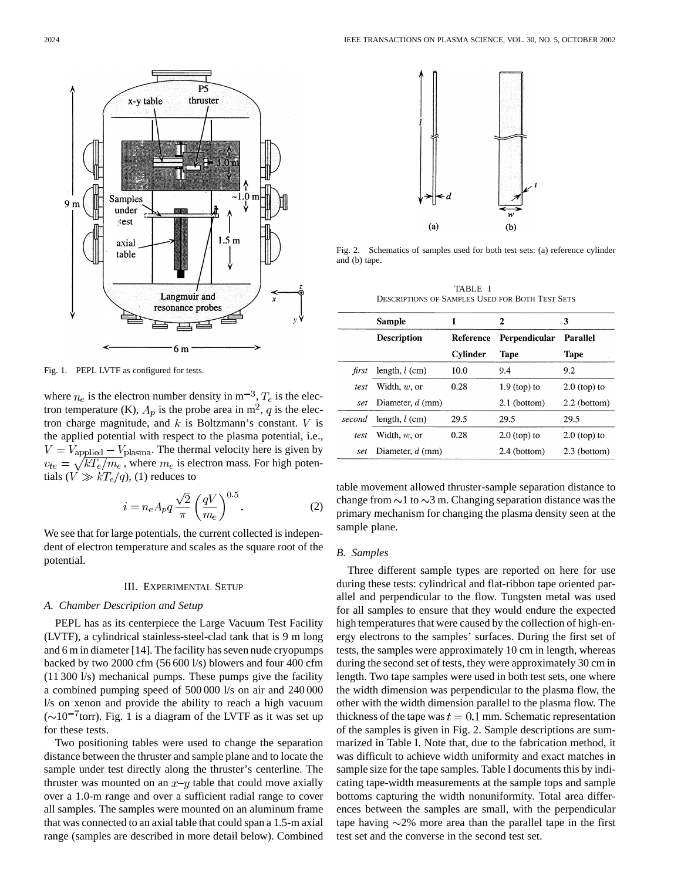Fig. 1. PEPL LVTF as configured for tests.

where $n_e$ is the electron number density in m$^{-3}$, $T_e$ is the electron temperature (K), $A_p$ is the probe area in m$^2$, $q$ is the electron charge magnitude, and $k$ is Boltzmann's constant. $V$ is the applied potential with respect to the plasma potential, i.e., $V = V_{\text{applied}} - V_{\text{plasma}}$. The thermal velocity here is given by $v_{te} = \sqrt{kT_e/m_e}$, where $m_e$ is electron mass. For high potentials ($V \gg kT_e/q$), (1) reduces to

$$i = n_e A_p q \frac{\sqrt{2}}{\pi} \left( \frac{qV}{m_e} \right)^{0.5}. \tag{2}$$

We see that for large potentials, the current collected is independent of electron temperature and scales as the square root of the potential.

## III. Experimental Setup

### A. Chamber Description and Setup

PEPL has as its centerpiece the Large Vacuum Test Facility (LVTF), a cylindrical stainless-steel-clad tank that is 9 m long and 6 m in diameter [14]. The facility has seven nude cryopumps backed by two 2000 cfm (56 600 l/s) blowers and four 400 cfm (11 300 l/s) mechanical pumps. These pumps give the facility a combined pumping speed of 500 000 l/s on air and 240 000 l/s on xenon and provide the ability to reach a high vacuum (~10$^{-7}$torr). Fig. 1 is a diagram of the LVTF as it was set up for these tests.

Two positioning tables were used to change the separation distance between the thruster and sample plane and to locate the sample under test directly along the thruster's centerline. The thruster was mounted on an $x$–$y$ table that could move axially over a 1.0-m range and over a sufficient radial range to cover all samples. The samples were mounted on an aluminum frame that was connected to an axial table that could span a 1.5-m axial range (samples are described in more detail below). Combined table movement allowed thruster-sample separation distance to change from ~1 to ~3 m. Changing separation distance was the primary mechanism for changing the plasma density seen at the sample plane.

Fig. 2. Schematics of samples used for both test sets: (a) reference cylinder and (b) tape.

TABLE I
Descriptions of Samples Used for Both Test Sets

| | Sample | 1 | 2 | 3 |
|---|---|---|---|---|
| | Description | Reference Cylinder | Perpendicular Tape | Parallel Tape |
| *first* | length, $l$ (cm) | 10.0 | 9.4 | 9.2 |
| *test* | Width, $w$, or | 0.28 | 1.9 (top) to | 2.0 (top) to |
| *set* | Diameter, $d$ (mm) | | 2.1 (bottom) | 2.2 (bottom) |
| *second* | length, $l$ (cm) | 29.5 | 29.5 | 29.5 |
| *test* | Width, $w$, or | 0.28 | 2.0 (top) to | 2.0 (top) to |
| *set* | Diameter, $d$ (mm) | | 2.4 (bottom) | 2.3 (bottom) |

### B. Samples

Three different sample types are reported on here for use during these tests: cylindrical and flat-ribbon tape oriented parallel and perpendicular to the flow. Tungsten metal was used for all samples to ensure that they would endure the expected high temperatures that were caused by the collection of high-energy electrons to the samples' surfaces. During the first set of tests, the samples were approximately 10 cm in length, whereas during the second set of tests, they were approximately 30 cm in length. Two tape samples were used in both test sets, one where the width dimension was perpendicular to the plasma flow, the other with the width dimension parallel to the plasma flow. The thickness of the tape was $t = 0.1$ mm. Schematic representation of the samples is given in Fig. 2. Sample descriptions are summarized in Table I. Note that, due to the fabrication method, it was difficult to achieve width uniformity and exact matches in sample size for the tape samples. Table I documents this by indicating tape-width measurements at the sample tops and sample bottoms capturing the width nonuniformity. Total area differences between the samples are small, with the perpendicular tape having ~2% more area than the parallel tape in the first test set and the converse in the second test set.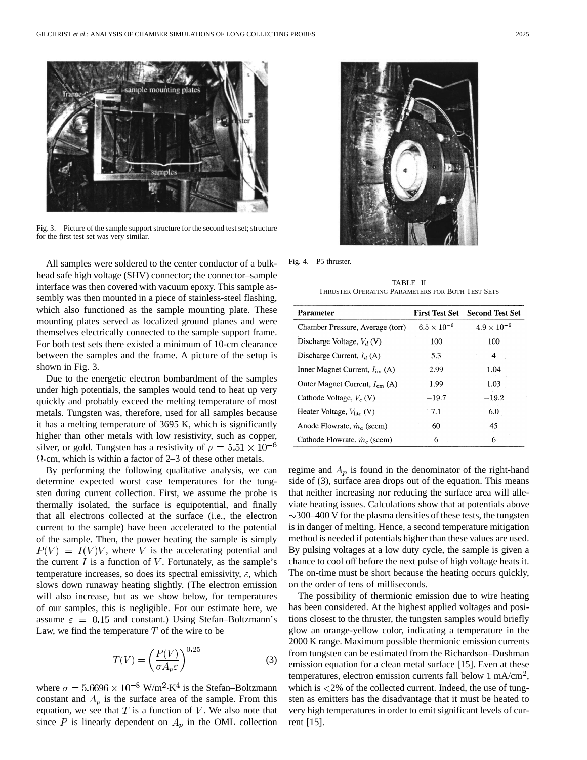Fig. 3. Picture of the sample support structure for the second test set; structure for the first test set was very similar.

All samples were soldered to the center conductor of a bulkhead safe high voltage (SHV) connector; the connector–sample interface was then covered with vacuum epoxy. This sample assembly was then mounted in a piece of stainless-steel flashing, which also functioned as the sample mounting plate. These mounting plates served as localized ground planes and were themselves electrically connected to the sample support frame. For both test sets there existed a minimum of 10-cm clearance between the samples and the frame. A picture of the setup is shown in Fig. 3.

Due to the energetic electron bombardment of the samples under high potentials, the samples would tend to heat up very quickly and probably exceed the melting temperature of most metals. Tungsten was, therefore, used for all samples because it has a melting temperature of 3695 K, which is significantly higher than other metals with low resistivity, such as copper, silver, or gold. Tungsten has a resistivity of $\rho = 5.51 \times 10^{-6}$ $\Omega$·cm, which is within a factor of 2–3 of these other metals.

By performing the following qualitative analysis, we can determine expected worst case temperatures for the tungsten during current collection. First, we assume the probe is thermally isolated, the surface is equipotential, and finally that all electrons collected at the surface (i.e., the electron current to the sample) have been accelerated to the potential of the sample. Then, the power heating the sample is simply $P(V) = I(V)V$, where $V$ is the accelerating potential and the current $I$ is a function of $V$. Fortunately, as the sample's temperature increases, so does its spectral emissivity, $\varepsilon$, which slows down runaway heating slightly. (The electron emission will also increase, but as we show below, for temperatures of our samples, this is negligible. For our estimate here, we assume $\varepsilon = 0.15$ and constant.) Using Stefan–Boltzmann's Law, we find the temperature $T$ of the wire to be

$$T(V) = \left(\frac{P(V)}{\sigma A_p \varepsilon}\right)^{0.25} \tag{3}$$

where $\sigma = 5.6696 \times 10^{-8}$ W/m$^2$·K$^4$ is the Stefan–Boltzmann constant and $A_p$ is the surface area of the sample. From this equation, we see that $T$ is a function of $V$. We also note that since $P$ is linearly dependent on $A_p$ in the OML collection regime and $A_p$ is found in the denominator of the right-hand side of (3), surface area drops out of the equation. This means that neither increasing nor reducing the surface area will alleviate heating issues. Calculations show that at potentials above ~300–400 V for the plasma densities of these tests, the tungsten is in danger of melting. Hence, a second temperature mitigation method is needed if potentials higher than these values are used. By pulsing voltages at a low duty cycle, the sample is given a chance to cool off before the next pulse of high voltage heats it. The on-time must be short because the heating occurs quickly, on the order of tens of milliseconds.

The possibility of thermionic emission due to wire heating has been considered. At the highest applied voltages and positions closest to the thruster, the tungsten samples would briefly glow an orange-yellow color, indicating a temperature in the 2000 K range. Maximum possible thermionic emission currents from tungsten can be estimated from the Richardson–Dushman emission equation for a clean metal surface [15]. Even at these temperatures, electron emission currents fall below 1 mA/cm$^2$, which is <2% of the collected current. Indeed, the use of tungsten as emitters has the disadvantage that it must be heated to very high temperatures in order to emit significant levels of current [15].

Fig. 4. P5 thruster.

TABLE II
THRUSTER OPERATING PARAMETERS FOR BOTH TEST SETS

| Parameter | First Test Set | Second Test Set |
|---|---|---|
| Chamber Pressure, Average (torr) | $6.5 \times 10^{-6}$ | $4.9 \times 10^{-6}$ |
| Discharge Voltage, $V_d$ (V) | 100 | 100 |
| Discharge Current, $I_d$ (A) | 5.3 | 4 |
| Inner Magnet Current, $I_{\text{im}}$ (A) | 2.99 | 1.04 |
| Outer Magnet Current, $I_{\text{om}}$ (A) | 1.99 | 1.03 |
| Cathode Voltage, $V_c$ (V) | −19.7 | −19.2 |
| Heater Voltage, $V_{\text{htr}}$ (V) | 7.1 | 6.0 |
| Anode Flowrate, $\dot{m}_a$ (sccm) | 60 | 45 |
| Cathode Flowrate, $\dot{m}_c$ (sccm) | 6 | 6 |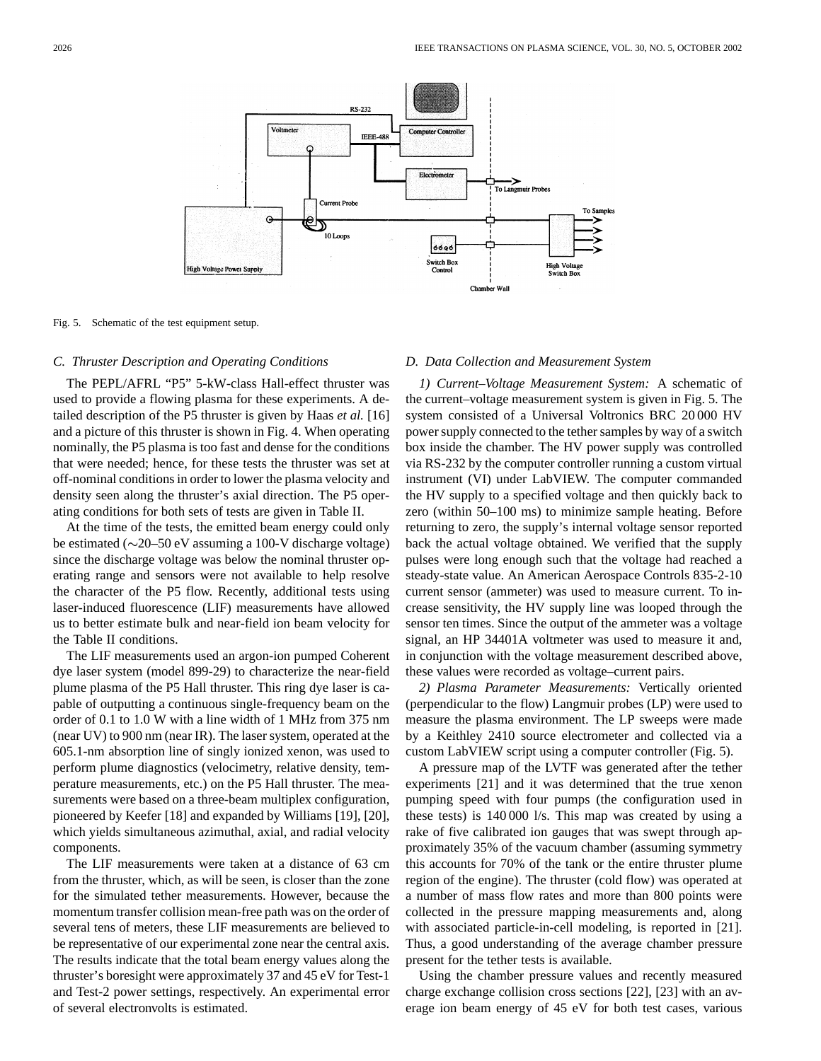Fig. 5. Schematic of the test equipment setup.

### C. Thruster Description and Operating Conditions

The PEPL/AFRL "P5" 5-kW-class Hall-effect thruster was used to provide a flowing plasma for these experiments. A detailed description of the P5 thruster is given by Haas *et al.* [16] and a picture of this thruster is shown in Fig. 4. When operating nominally, the P5 plasma is too fast and dense for the conditions that were needed; hence, for these tests the thruster was set at off-nominal conditions in order to lower the plasma velocity and density seen along the thruster's axial direction. The P5 operating conditions for both sets of tests are given in Table II.

At the time of the tests, the emitted beam energy could only be estimated (~20–50 eV assuming a 100-V discharge voltage) since the discharge voltage was below the nominal thruster operating range and sensors were not available to help resolve the character of the P5 flow. Recently, additional tests using laser-induced fluorescence (LIF) measurements have allowed us to better estimate bulk and near-field ion beam velocity for the Table II conditions.

The LIF measurements used an argon-ion pumped Coherent dye laser system (model 899-29) to characterize the near-field plume plasma of the P5 Hall thruster. This ring dye laser is capable of outputting a continuous single-frequency beam on the order of 0.1 to 1.0 W with a line width of 1 MHz from 375 nm (near UV) to 900 nm (near IR). The laser system, operated at the 605.1-nm absorption line of singly ionized xenon, was used to perform plume diagnostics (velocimetry, relative density, temperature measurements, etc.) on the P5 Hall thruster. The measurements were based on a three-beam multiplex configuration, pioneered by Keefer [18] and expanded by Williams [19], [20], which yields simultaneous azimuthal, axial, and radial velocity components.

The LIF measurements were taken at a distance of 63 cm from the thruster, which, as will be seen, is closer than the zone for the simulated tether measurements. However, because the momentum transfer collision mean-free path was on the order of several tens of meters, these LIF measurements are believed to be representative of our experimental zone near the central axis. The results indicate that the total beam energy values along the thruster's boresight were approximately 37 and 45 eV for Test-1 and Test-2 power settings, respectively. An experimental error of several electronvolts is estimated.

### D. Data Collection and Measurement System

*1) Current–Voltage Measurement System:* A schematic of the current–voltage measurement system is given in Fig. 5. The system consisted of a Universal Voltronics BRC 20 000 HV power supply connected to the tether samples by way of a switch box inside the chamber. The HV power supply was controlled via RS-232 by the computer controller running a custom virtual instrument (VI) under LabVIEW. The computer commanded the HV supply to a specified voltage and then quickly back to zero (within 50–100 ms) to minimize sample heating. Before returning to zero, the supply's internal voltage sensor reported back the actual voltage obtained. We verified that the supply pulses were long enough such that the voltage had reached a steady-state value. An American Aerospace Controls 835-2-10 current sensor (ammeter) was used to measure current. To increase sensitivity, the HV supply line was looped through the sensor ten times. Since the output of the ammeter was a voltage signal, an HP 34401A voltmeter was used to measure it and, in conjunction with the voltage measurement described above, these values were recorded as voltage–current pairs.

*2) Plasma Parameter Measurements:* Vertically oriented (perpendicular to the flow) Langmuir probes (LP) were used to measure the plasma environment. The LP sweeps were made by a Keithley 2410 source electrometer and collected via a custom LabVIEW script using a computer controller (Fig. 5).

A pressure map of the LVTF was generated after the tether experiments [21] and it was determined that the true xenon pumping speed with four pumps (the configuration used in these tests) is 140 000 l/s. This map was created by using a rake of five calibrated ion gauges that was swept through approximately 35% of the vacuum chamber (assuming symmetry this accounts for 70% of the tank or the entire thruster plume region of the engine). The thruster (cold flow) was operated at a number of mass flow rates and more than 800 points were collected in the pressure mapping measurements and, along with associated particle-in-cell modeling, is reported in [21]. Thus, a good understanding of the average chamber pressure present for the tether tests is available.

Using the chamber pressure values and recently measured charge exchange collision cross sections [22], [23] with an average ion beam energy of 45 eV for both test cases, various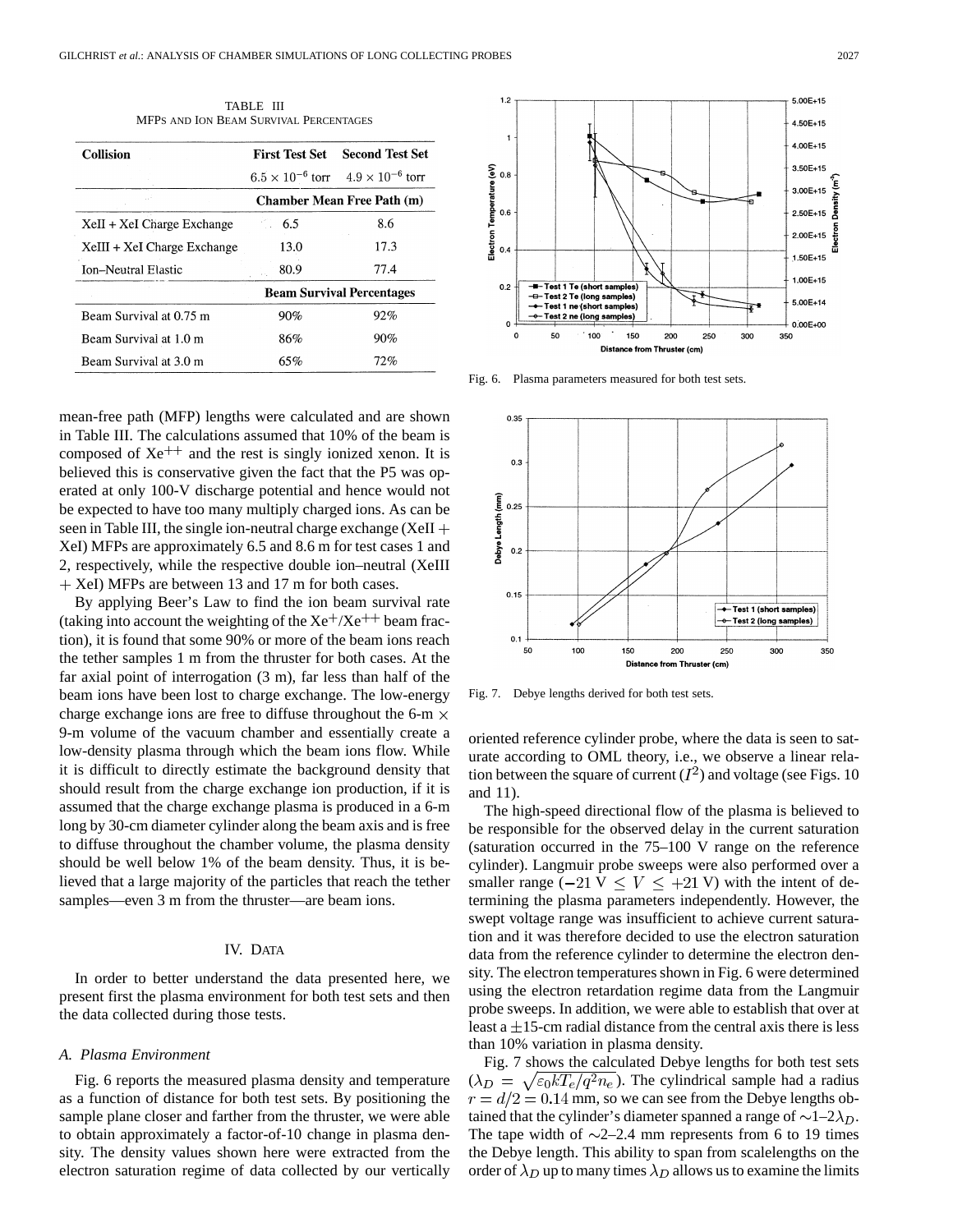TABLE III
MFPs AND ION BEAM SURVIVAL PERCENTAGES

| Collision | First Test Set $6.5 \times 10^{-6}$ torr | Second Test Set $4.9 \times 10^{-6}$ torr |
|---|---|---|
| | **Chamber Mean Free Path (m)** | |
| XeII + XeI Charge Exchange | 6.5 | 8.6 |
| XeIII + XeI Charge Exchange | 13.0 | 17.3 |
| Ion–Neutral Elastic | 80.9 | 77.4 |
| | **Beam Survival Percentages** | |
| Beam Survival at 0.75 m | 90% | 92% |
| Beam Survival at 1.0 m | 86% | 90% |
| Beam Survival at 3.0 m | 65% | 72% |

mean-free path (MFP) lengths were calculated and are shown in Table III. The calculations assumed that 10% of the beam is composed of $Xe^{++}$ and the rest is singly ionized xenon. It is believed this is conservative given the fact that the P5 was operated at only 100-V discharge potential and hence would not be expected to have too many multiply charged ions. As can be seen in Table III, the single ion-neutral charge exchange (XeII + XeI) MFPs are approximately 6.5 and 8.6 m for test cases 1 and 2, respectively, while the respective double ion–neutral (XeIII + XeI) MFPs are between 13 and 17 m for both cases.

By applying Beer's Law to find the ion beam survival rate (taking into account the weighting of the $Xe^{+}/Xe^{++}$ beam fraction), it is found that some 90% or more of the beam ions reach the tether samples 1 m from the thruster for both cases. At the far axial point of interrogation (3 m), far less than half of the beam ions have been lost to charge exchange. The low-energy charge exchange ions are free to diffuse throughout the 6-m × 9-m volume of the vacuum chamber and essentially create a low-density plasma through which the beam ions flow. While it is difficult to directly estimate the background density that should result from the charge exchange ion production, if it is assumed that the charge exchange plasma is produced in a 6-m long by 30-cm diameter cylinder along the beam axis and is free to diffuse throughout the chamber volume, the plasma density should be well below 1% of the beam density. Thus, it is believed that a large majority of the particles that reach the tether samples—even 3 m from the thruster—are beam ions.

## IV. Data

In order to better understand the data presented here, we present first the plasma environment for both test sets and then the data collected during those tests.

### *A. Plasma Environment*

Fig. 6 reports the measured plasma density and temperature as a function of distance for both test sets. By positioning the sample plane closer and farther from the thruster, we were able to obtain approximately a factor-of-10 change in plasma density. The density values shown here were extracted from the electron saturation regime of data collected by our vertically oriented reference cylinder probe, where the data is seen to saturate according to OML theory, i.e., we observe a linear relation between the square of current ($I^2$) and voltage (see Figs. 10 and 11).

Fig. 6. Plasma parameters measured for both test sets.

Fig. 7. Debye lengths derived for both test sets.

The high-speed directional flow of the plasma is believed to be responsible for the observed delay in the current saturation (saturation occurred in the 75–100 V range on the reference cylinder). Langmuir probe sweeps were also performed over a smaller range ($-21\text{ V} \leq V \leq +21\text{ V}$) with the intent of determining the plasma parameters independently. However, the swept voltage range was insufficient to achieve current saturation and it was therefore decided to use the electron saturation data from the reference cylinder to determine the electron density. The electron temperatures shown in Fig. 6 were determined using the electron retardation regime data from the Langmuir probe sweeps. In addition, we were able to establish that over at least a ±15-cm radial distance from the central axis there is less than 10% variation in plasma density.

Fig. 7 shows the calculated Debye lengths for both test sets ($\lambda_D = \sqrt{\varepsilon_0 k T_e / q^2 n_e}$). The cylindrical sample had a radius $r = d/2 = 0.14$ mm, so we can see from the Debye lengths obtained that the cylinder's diameter spanned a range of ~1–2$\lambda_D$. The tape width of ~2–2.4 mm represents from 6 to 19 times the Debye length. This ability to span from scalelengths on the order of $\lambda_D$ up to many times $\lambda_D$ allows us to examine the limits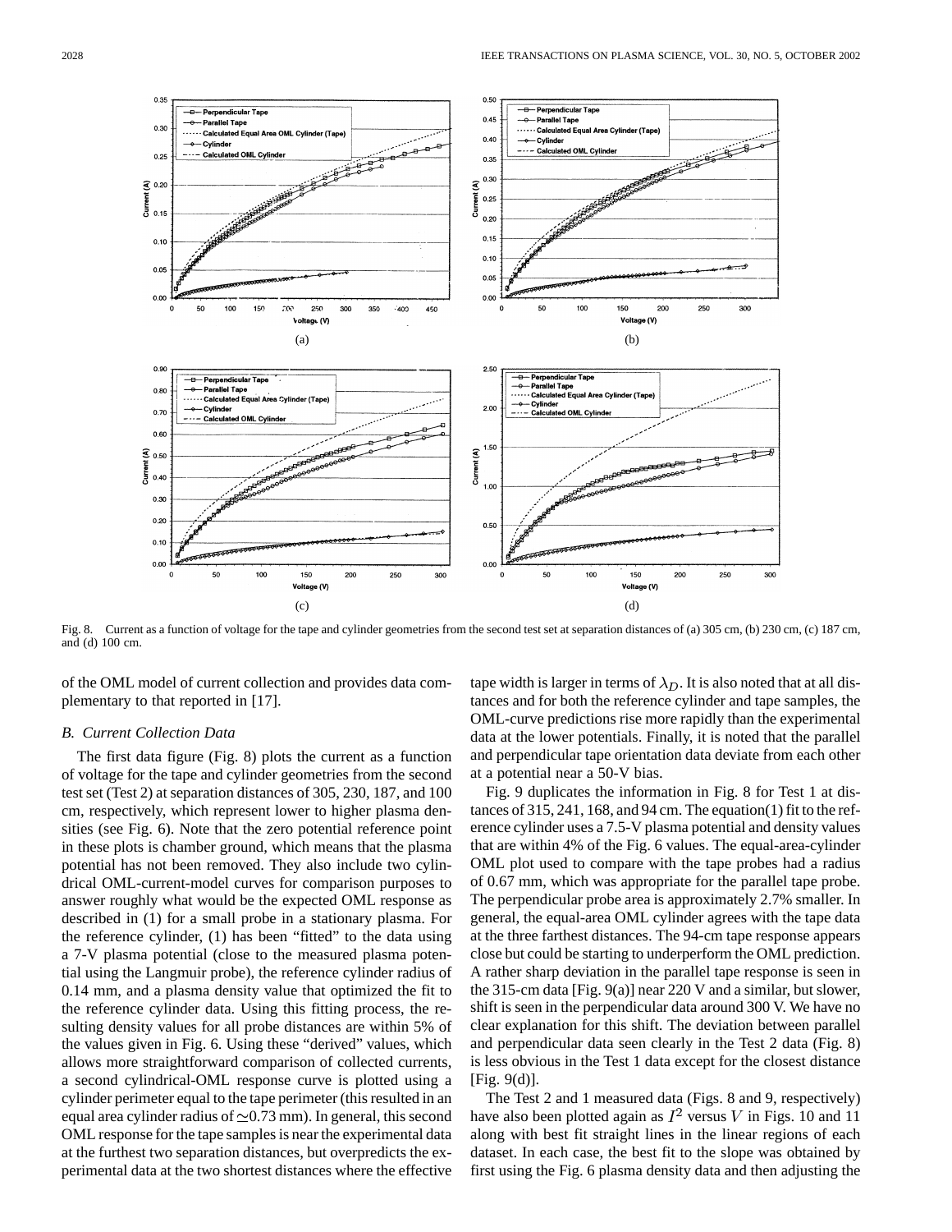Fig. 8. Current as a function of voltage for the tape and cylinder geometries from the second test set at separation distances of (a) 305 cm, (b) 230 cm, (c) 187 cm, and (d) 100 cm.

of the OML model of current collection and provides data complementary to that reported in [17].

### B. Current Collection Data

The first data figure (Fig. 8) plots the current as a function of voltage for the tape and cylinder geometries from the second test set (Test 2) at separation distances of 305, 230, 187, and 100 cm, respectively, which represent lower to higher plasma densities (see Fig. 6). Note that the zero potential reference point in these plots is chamber ground, which means that the plasma potential has not been removed. They also include two cylindrical OML-current-model curves for comparison purposes to answer roughly what would be the expected OML response as described in (1) for a small probe in a stationary plasma. For the reference cylinder, (1) has been "fitted" to the data using a 7-V plasma potential (close to the measured plasma potential using the Langmuir probe), the reference cylinder radius of 0.14 mm, and a plasma density value that optimized the fit to the reference cylinder data. Using this fitting process, the resulting density values for all probe distances are within 5% of the values given in Fig. 6. Using these "derived" values, which allows more straightforward comparison of collected currents, a second cylindrical-OML response curve is plotted using a cylinder perimeter equal to the tape perimeter (this resulted in an equal area cylinder radius of $\simeq$0.73 mm). In general, this second OML response for the tape samples is near the experimental data at the furthest two separation distances, but overpredicts the experimental data at the two shortest distances where the effective tape width is larger in terms of $\lambda_D$. It is also noted that at all distances and for both the reference cylinder and tape samples, the OML-curve predictions rise more rapidly than the experimental data at the lower potentials. Finally, it is noted that the parallel and perpendicular tape orientation data deviate from each other at a potential near a 50-V bias.

Fig. 9 duplicates the information in Fig. 8 for Test 1 at distances of 315, 241, 168, and 94 cm. The equation(1) fit to the reference cylinder uses a 7.5-V plasma potential and density values that are within 4% of the Fig. 6 values. The equal-area-cylinder OML plot used to compare with the tape probes had a radius of 0.67 mm, which was appropriate for the parallel tape probe. The perpendicular probe area is approximately 2.7% smaller. In general, the equal-area OML cylinder agrees with the tape data at the three farthest distances. The 94-cm tape response appears close but could be starting to underperform the OML prediction. A rather sharp deviation in the parallel tape response is seen in the 315-cm data [Fig. 9(a)] near 220 V and a similar, but slower, shift is seen in the perpendicular data around 300 V. We have no clear explanation for this shift. The deviation between parallel and perpendicular data seen clearly in the Test 2 data (Fig. 8) is less obvious in the Test 1 data except for the closest distance [Fig. 9(d)].

The Test 2 and 1 measured data (Figs. 8 and 9, respectively) have also been plotted again as $I^2$ versus $V$ in Figs. 10 and 11 along with best fit straight lines in the linear regions of each dataset. In each case, the best fit to the slope was obtained by first using the Fig. 6 plasma density data and then adjusting the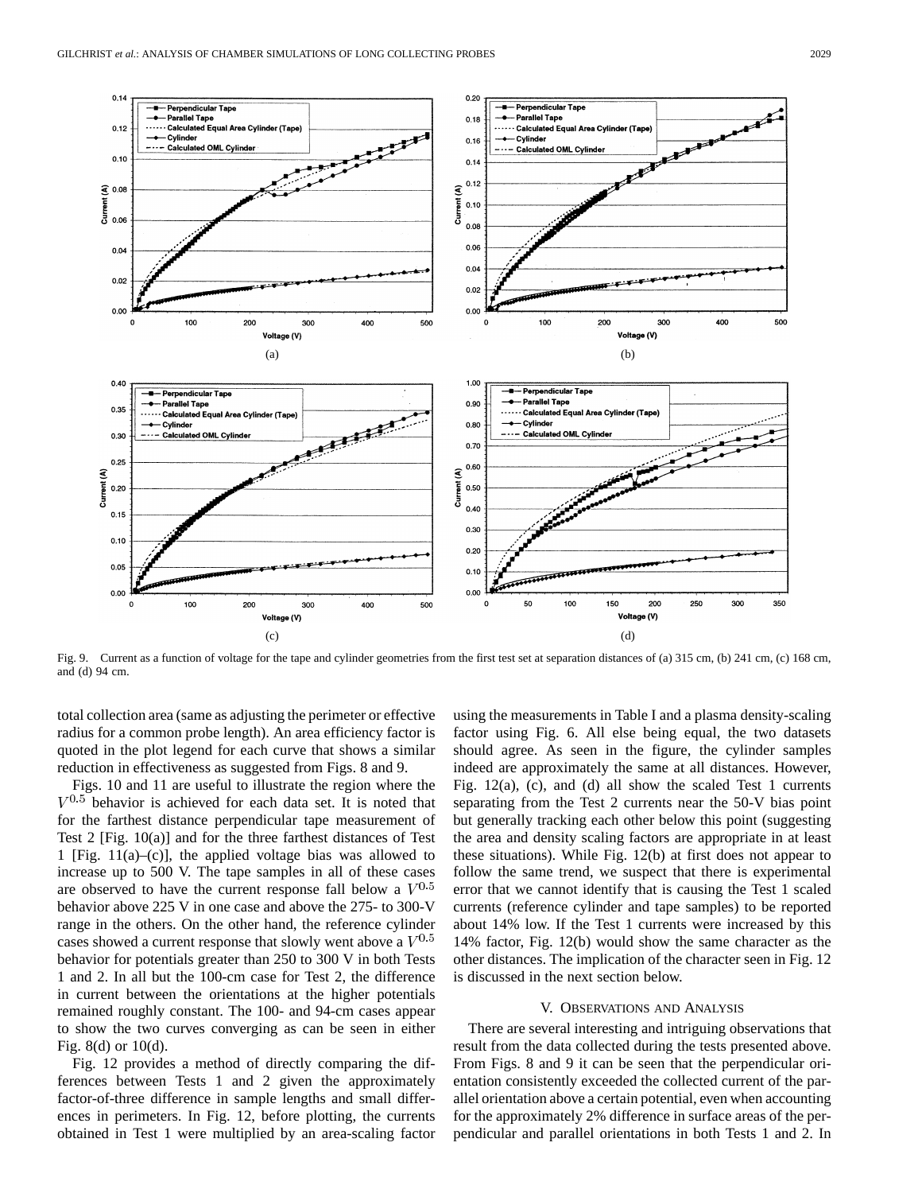Fig. 9. Current as a function of voltage for the tape and cylinder geometries from the first test set at separation distances of (a) 315 cm, (b) 241 cm, (c) 168 cm, and (d) 94 cm.

total collection area (same as adjusting the perimeter or effective radius for a common probe length). An area efficiency factor is quoted in the plot legend for each curve that shows a similar reduction in effectiveness as suggested from Figs. 8 and 9.

Figs. 10 and 11 are useful to illustrate the region where the $V^{0.5}$ behavior is achieved for each data set. It is noted that for the farthest distance perpendicular tape measurement of Test 2 [Fig. 10(a)] and for the three farthest distances of Test 1 [Fig. 11(a)–(c)], the applied voltage bias was allowed to increase up to 500 V. The tape samples in all of these cases are observed to have the current response fall below a $V^{0.5}$ behavior above 225 V in one case and above the 275- to 300-V range in the others. On the other hand, the reference cylinder cases showed a current response that slowly went above a $V^{0.5}$ behavior for potentials greater than 250 to 300 V in both Tests 1 and 2. In all but the 100-cm case for Test 2, the difference in current between the orientations at the higher potentials remained roughly constant. The 100- and 94-cm cases appear to show the two curves converging as can be seen in either Fig. 8(d) or 10(d).

Fig. 12 provides a method of directly comparing the differences between Tests 1 and 2 given the approximately factor-of-three difference in sample lengths and small differences in perimeters. In Fig. 12, before plotting, the currents obtained in Test 1 were multiplied by an area-scaling factor using the measurements in Table I and a plasma density-scaling factor using Fig. 6. All else being equal, the two datasets should agree. As seen in the figure, the cylinder samples indeed are approximately the same at all distances. However, Fig. 12(a), (c), and (d) all show the scaled Test 1 currents separating from the Test 2 currents near the 50-V bias point but generally tracking each other below this point (suggesting the area and density scaling factors are appropriate in at least these situations). While Fig. 12(b) at first does not appear to follow the same trend, we suspect that there is experimental error that we cannot identify that is causing the Test 1 scaled currents (reference cylinder and tape samples) to be reported about 14% low. If the Test 1 currents were increased by this 14% factor, Fig. 12(b) would show the same character as the other distances. The implication of the character seen in Fig. 12 is discussed in the next section below.

## V. Observations and Analysis

There are several interesting and intriguing observations that result from the data collected during the tests presented above. From Figs. 8 and 9 it can be seen that the perpendicular orientation consistently exceeded the collected current of the parallel orientation above a certain potential, even when accounting for the approximately 2% difference in surface areas of the perpendicular and parallel orientations in both Tests 1 and 2. In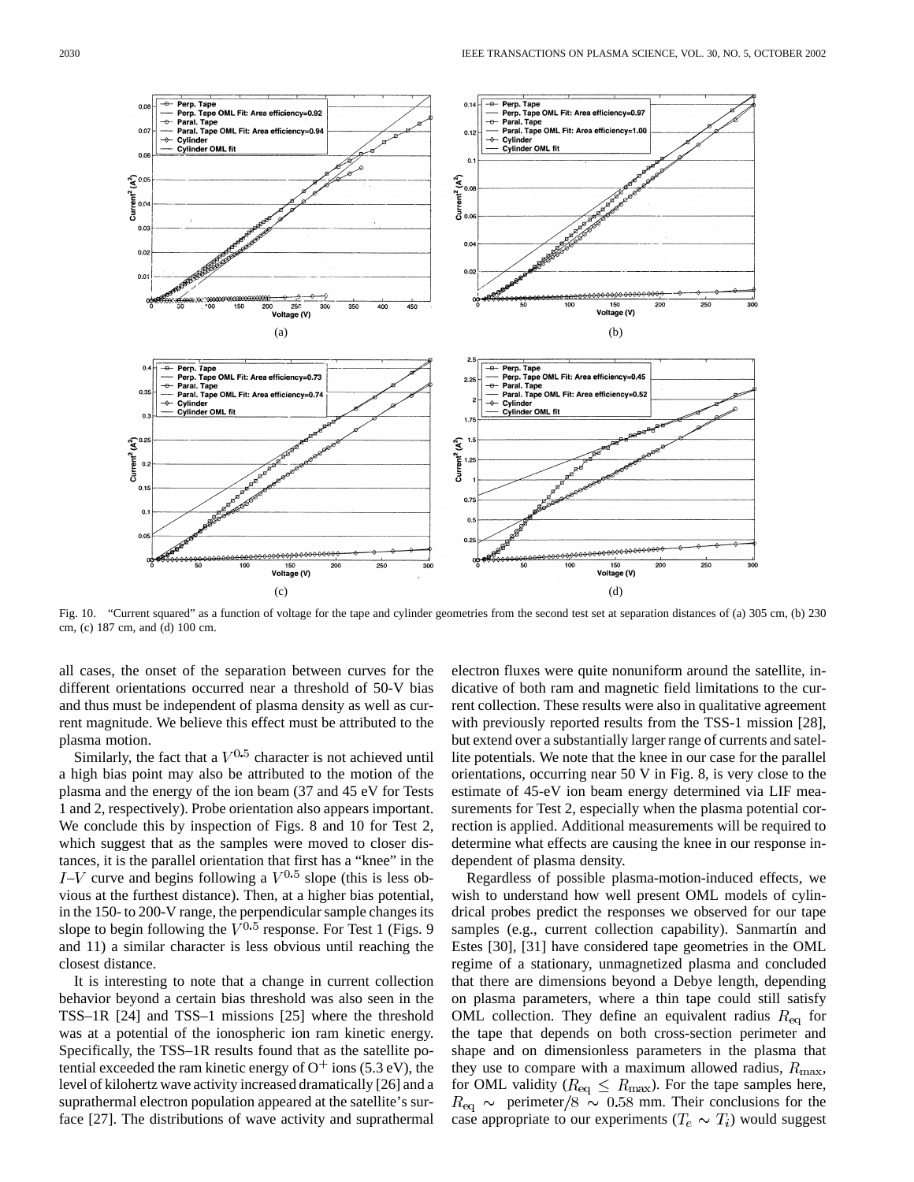Fig. 10. "Current squared" as a function of voltage for the tape and cylinder geometries from the second test set at separation distances of (a) 305 cm, (b) 230 cm, (c) 187 cm, and (d) 100 cm.

all cases, the onset of the separation between curves for the different orientations occurred near a threshold of 50-V bias and thus must be independent of plasma density as well as current magnitude. We believe this effect must be attributed to the plasma motion.

Similarly, the fact that a $V^{0.5}$ character is not achieved until a high bias point may also be attributed to the motion of the plasma and the energy of the ion beam (37 and 45 eV for Tests 1 and 2, respectively). Probe orientation also appears important. We conclude this by inspection of Figs. 8 and 10 for Test 2, which suggest that as the samples were moved to closer distances, it is the parallel orientation that first has a "knee" in the $I$–$V$ curve and begins following a $V^{0.5}$ slope (this is less obvious at the furthest distance). Then, at a higher bias potential, in the 150- to 200-V range, the perpendicular sample changes its slope to begin following the $V^{0.5}$ response. For Test 1 (Figs. 9 and 11) a similar character is less obvious until reaching the closest distance.

It is interesting to note that a change in current collection behavior beyond a certain bias threshold was also seen in the TSS–1R [24] and TSS–1 missions [25] where the threshold was at a potential of the ionospheric ion ram kinetic energy. Specifically, the TSS–1R results found that as the satellite potential exceeded the ram kinetic energy of $O^{+}$ ions (5.3 eV), the level of kilohertz wave activity increased dramatically [26] and a suprathermal electron population appeared at the satellite's surface [27]. The distributions of wave activity and suprathermal electron fluxes were quite nonuniform around the satellite, indicative of both ram and magnetic field limitations to the current collection. These results were also in qualitative agreement with previously reported results from the TSS-1 mission [28], but extend over a substantially larger range of currents and satellite potentials. We note that the knee in our case for the parallel orientations, occurring near 50 V in Fig. 8, is very close to the estimate of 45-eV ion beam energy determined via LIF measurements for Test 2, especially when the plasma potential correction is applied. Additional measurements will be required to determine what effects are causing the knee in our response independent of plasma density.

Regardless of possible plasma-motion-induced effects, we wish to understand how well present OML models of cylindrical probes predict the responses we observed for our tape samples (e.g., current collection capability). Sanmartín and Estes [30], [31] have considered tape geometries in the OML regime of a stationary, unmagnetized plasma and concluded that there are dimensions beyond a Debye length, depending on plasma parameters, where a thin tape could still satisfy OML collection. They define an equivalent radius $R_{\rm eq}$ for the tape that depends on both cross-section perimeter and shape and on dimensionless parameters in the plasma that they use to compare with a maximum allowed radius, $R_{\rm max}$, for OML validity ($R_{\rm eq} \leq R_{\rm max}$). For the tape samples here, $R_{\rm eq} \sim$ perimeter$/8 \sim 0.58$ mm. Their conclusions for the case appropriate to our experiments ($T_e \sim T_i$) would suggest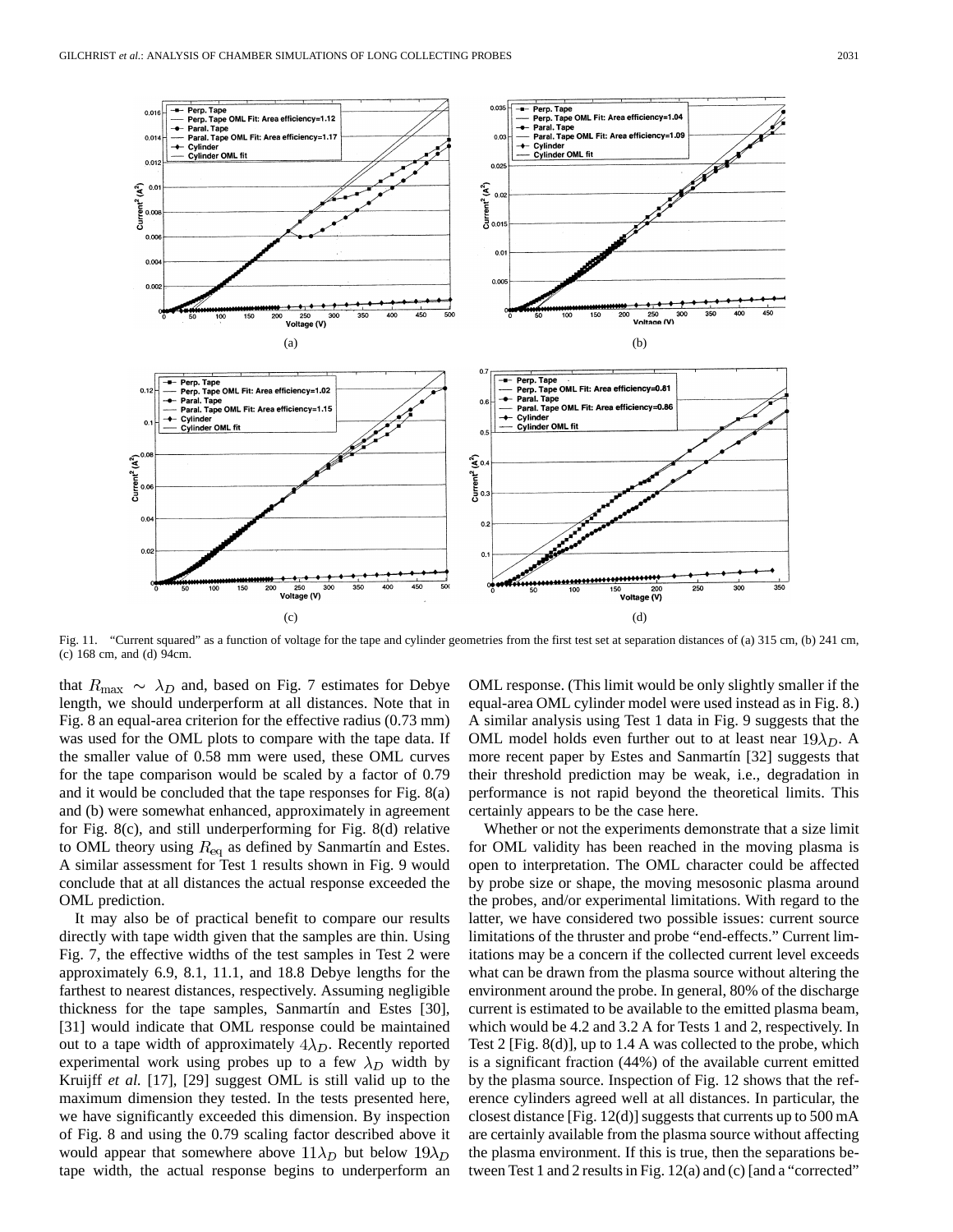Fig. 11. "Current squared" as a function of voltage for the tape and cylinder geometries from the first test set at separation distances of (a) 315 cm, (b) 241 cm, (c) 168 cm, and (d) 94cm.

that $R_{\max} \sim \lambda_D$ and, based on Fig. 7 estimates for Debye length, we should underperform at all distances. Note that in Fig. 8 an equal-area criterion for the effective radius (0.73 mm) was used for the OML plots to compare with the tape data. If the smaller value of 0.58 mm were used, these OML curves for the tape comparison would be scaled by a factor of 0.79 and it would be concluded that the tape responses for Fig. 8(a) and (b) were somewhat enhanced, approximately in agreement for Fig. 8(c), and still underperforming for Fig. 8(d) relative to OML theory using $R_{\text{eq}}$ as defined by Sanmartín and Estes. A similar assessment for Test 1 results shown in Fig. 9 would conclude that at all distances the actual response exceeded the OML prediction.

It may also be of practical benefit to compare our results directly with tape width given that the samples are thin. Using Fig. 7, the effective widths of the test samples in Test 2 were approximately 6.9, 8.1, 11.1, and 18.8 Debye lengths for the farthest to nearest distances, respectively. Assuming negligible thickness for the tape samples, Sanmartín and Estes [30], [31] would indicate that OML response could be maintained out to a tape width of approximately $4\lambda_D$. Recently reported experimental work using probes up to a few $\lambda_D$ width by Kruijff *et al.* [17], [29] suggest OML is still valid up to the maximum dimension they tested. In the tests presented here, we have significantly exceeded this dimension. By inspection of Fig. 8 and using the 0.79 scaling factor described above it would appear that somewhere above $11\lambda_D$ but below $19\lambda_D$ tape width, the actual response begins to underperform an OML response. (This limit would be only slightly smaller if the equal-area OML cylinder model were used instead as in Fig. 8.) A similar analysis using Test 1 data in Fig. 9 suggests that the OML model holds even further out to at least near $19\lambda_D$. A more recent paper by Estes and Sanmartín [32] suggests that their threshold prediction may be weak, i.e., degradation in performance is not rapid beyond the theoretical limits. This certainly appears to be the case here.

Whether or not the experiments demonstrate that a size limit for OML validity has been reached in the moving plasma is open to interpretation. The OML character could be affected by probe size or shape, the moving mesosonic plasma around the probes, and/or experimental limitations. With regard to the latter, we have considered two possible issues: current source limitations of the thruster and probe "end-effects." Current limitations may be a concern if the collected current level exceeds what can be drawn from the plasma source without altering the environment around the probe. In general, 80% of the discharge current is estimated to be available to the emitted plasma beam, which would be 4.2 and 3.2 A for Tests 1 and 2, respectively. In Test 2 [Fig. 8(d)], up to 1.4 A was collected to the probe, which is a significant fraction (44%) of the available current emitted by the plasma source. Inspection of Fig. 12 shows that the reference cylinders agreed well at all distances. In particular, the closest distance [Fig. 12(d)] suggests that currents up to 500 mA are certainly available from the plasma source without affecting the plasma environment. If this is true, then the separations between Test 1 and 2 results in Fig. 12(a) and (c) [and a "corrected"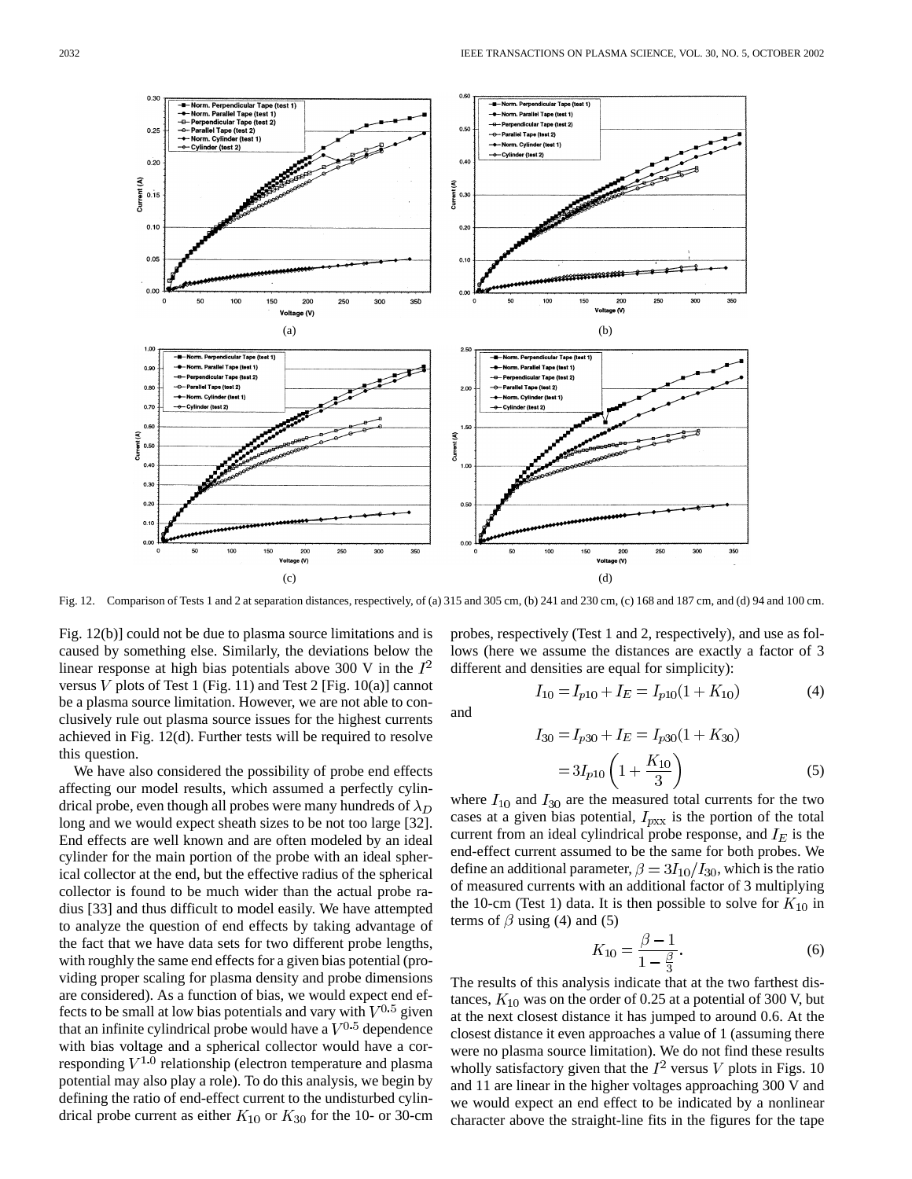Fig. 12. Comparison of Tests 1 and 2 at separation distances, respectively, of (a) 315 and 305 cm, (b) 241 and 230 cm, (c) 168 and 187 cm, and (d) 94 and 100 cm.

Fig. 12(b)] could not be due to plasma source limitations and is caused by something else. Similarly, the deviations below the linear response at high bias potentials above 300 V in the $I^2$ versus $V$ plots of Test 1 (Fig. 11) and Test 2 [Fig. 10(a)] cannot be a plasma source limitation. However, we are not able to conclusively rule out plasma source issues for the highest currents achieved in Fig. 12(d). Further tests will be required to resolve this question.

We have also considered the possibility of probe end effects affecting our model results, which assumed a perfectly cylindrical probe, even though all probes were many hundreds of $\lambda_D$ long and we would expect sheath sizes to be not too large [32]. End effects are well known and are often modeled by an ideal cylinder for the main portion of the probe with an ideal spherical collector at the end, but the effective radius of the spherical collector is found to be much wider than the actual probe radius [33] and thus difficult to model easily. We have attempted to analyze the question of end effects by taking advantage of the fact that we have data sets for two different probe lengths, with roughly the same end effects for a given bias potential (providing proper scaling for plasma density and probe dimensions are considered). As a function of bias, we would expect end effects to be small at low bias potentials and vary with $V^{0.5}$ given that an infinite cylindrical probe would have a $V^{0.5}$ dependence with bias voltage and a spherical collector would have a corresponding $V^{1.0}$ relationship (electron temperature and plasma potential may also play a role). To do this analysis, we begin by defining the ratio of end-effect current to the undisturbed cylindrical probe current as either $K_{10}$ or $K_{30}$ for the 10- or 30-cm probes, respectively (Test 1 and 2, respectively), and use as follows (here we assume the distances are exactly a factor of 3 different and densities are equal for simplicity):

$$I_{10} = I_{p10} + I_E = I_{p10}(1 + K_{10}) \tag{4}$$

and

$$\begin{aligned} I_{30} &= I_{p30} + I_E = I_{p30}(1 + K_{30}) \\ &= 3I_{p10}\left(1 + \frac{K_{10}}{3}\right) \end{aligned} \tag{5}$$

where $I_{10}$ and $I_{30}$ are the measured total currents for the two cases at a given bias potential, $I_{pxx}$ is the portion of the total current from an ideal cylindrical probe response, and $I_E$ is the end-effect current assumed to be the same for both probes. We define an additional parameter, $\beta = 3I_{10}/I_{30}$, which is the ratio of measured currents with an additional factor of 3 multiplying the 10-cm (Test 1) data. It is then possible to solve for $K_{10}$ in terms of $\beta$ using (4) and (5)

$$K_{10} = \frac{\beta - 1}{1 - \frac{\beta}{3}}. \tag{6}$$

The results of this analysis indicate that at the two farthest distances, $K_{10}$ was on the order of 0.25 at a potential of 300 V, but at the next closest distance it has jumped to around 0.6. At the closest distance it even approaches a value of 1 (assuming there were no plasma source limitation). We do not find these results wholly satisfactory given that the $I^2$ versus $V$ plots in Figs. 10 and 11 are linear in the higher voltages approaching 300 V and we would expect an end effect to be indicated by a nonlinear character above the straight-line fits in the figures for the tape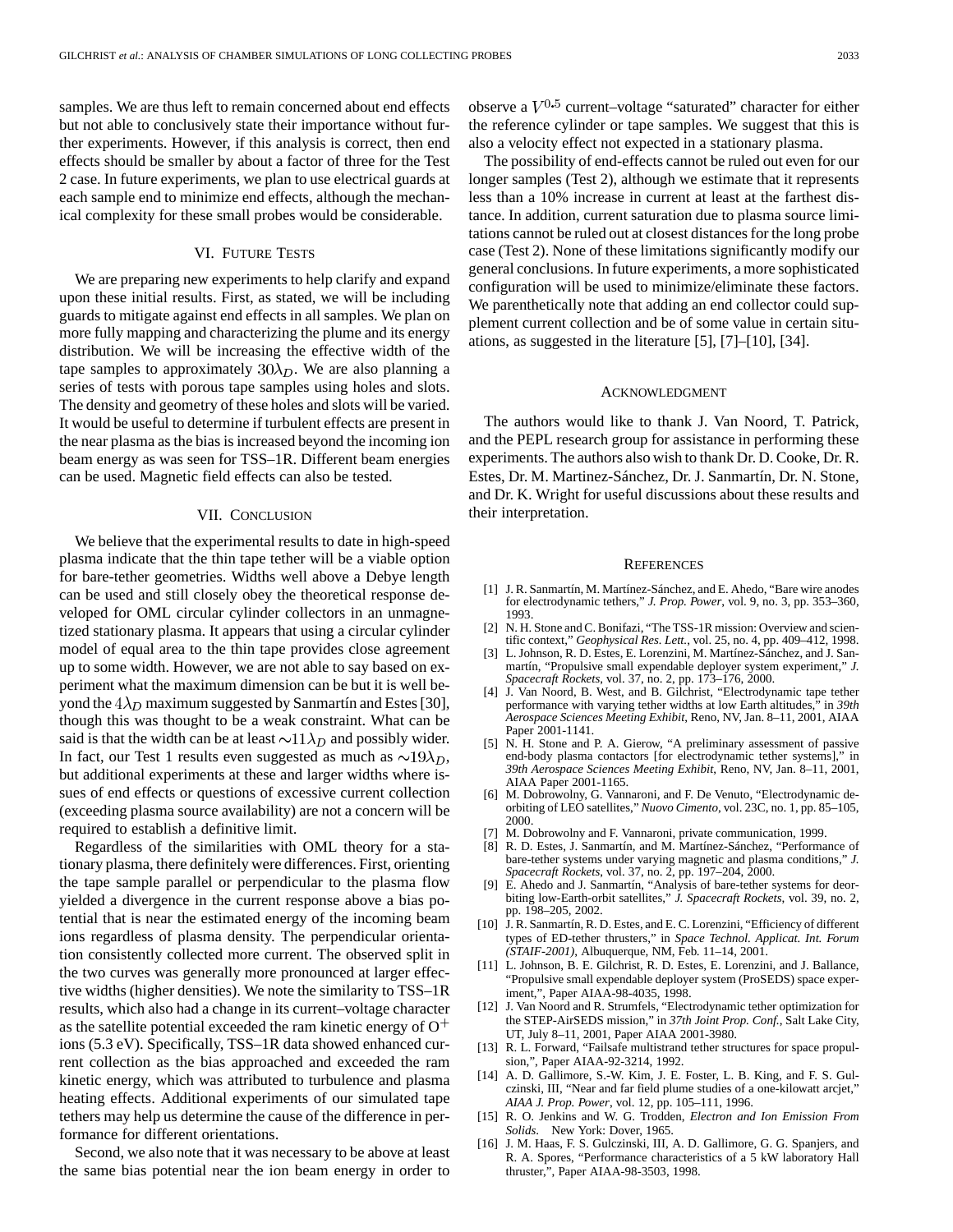samples. We are thus left to remain concerned about end effects but not able to conclusively state their importance without further experiments. However, if this analysis is correct, then end effects should be smaller by about a factor of three for the Test 2 case. In future experiments, we plan to use electrical guards at each sample end to minimize end effects, although the mechanical complexity for these small probes would be considerable.

## VI. Future Tests

We are preparing new experiments to help clarify and expand upon these initial results. First, as stated, we will be including guards to mitigate against end effects in all samples. We plan on more fully mapping and characterizing the plume and its energy distribution. We will be increasing the effective width of the tape samples to approximately $30\lambda_D$. We are also planning a series of tests with porous tape samples using holes and slots. The density and geometry of these holes and slots will be varied. It would be useful to determine if turbulent effects are present in the near plasma as the bias is increased beyond the incoming ion beam energy as was seen for TSS–1R. Different beam energies can be used. Magnetic field effects can also be tested.

## VII. Conclusion

We believe that the experimental results to date in high-speed plasma indicate that the thin tape tether will be a viable option for bare-tether geometries. Widths well above a Debye length can be used and still closely obey the theoretical response developed for OML circular cylinder collectors in an unmagnetized stationary plasma. It appears that using a circular cylinder model of equal area to the thin tape provides close agreement up to some width. However, we are not able to say based on experiment what the maximum dimension can be but it is well beyond the $4\lambda_D$ maximum suggested by Sanmartín and Estes [30], though this was thought to be a weak constraint. What can be said is that the width can be at least $\sim 11\lambda_D$ and possibly wider. In fact, our Test 1 results even suggested as much as $\sim 19\lambda_D$, but additional experiments at these and larger widths where issues of end effects or questions of excessive current collection (exceeding plasma source availability) are not a concern will be required to establish a definitive limit.

Regardless of the similarities with OML theory for a stationary plasma, there definitely were differences. First, orienting the tape sample parallel or perpendicular to the plasma flow yielded a divergence in the current response above a bias potential that is near the estimated energy of the incoming beam ions regardless of plasma density. The perpendicular orientation consistently collected more current. The observed split in the two curves was generally more pronounced at larger effective widths (higher densities). We note the similarity to TSS–1R results, which also had a change in its current–voltage character as the satellite potential exceeded the ram kinetic energy of $O^+$ ions (5.3 eV). Specifically, TSS–1R data showed enhanced current collection as the bias approached and exceeded the ram kinetic energy, which was attributed to turbulence and plasma heating effects. Additional experiments of our simulated tape tethers may help us determine the cause of the difference in performance for different orientations.

Second, we also note that it was necessary to be above at least the same bias potential near the ion beam energy in order to observe a $V^{0.5}$ current–voltage "saturated" character for either the reference cylinder or tape samples. We suggest that this is also a velocity effect not expected in a stationary plasma.

The possibility of end-effects cannot be ruled out even for our longer samples (Test 2), although we estimate that it represents less than a 10% increase in current at least at the farthest distance. In addition, current saturation due to plasma source limitations cannot be ruled out at closest distances for the long probe case (Test 2). None of these limitations significantly modify our general conclusions. In future experiments, a more sophisticated configuration will be used to minimize/eliminate these factors. We parenthetically note that adding an end collector could supplement current collection and be of some value in certain situations, as suggested in the literature [5], [7]–[10], [34].

## Acknowledgment

The authors would like to thank J. Van Noord, T. Patrick, and the PEPL research group for assistance in performing these experiments. The authors also wish to thank Dr. D. Cooke, Dr. R. Estes, Dr. M. Martinez-Sánchez, Dr. J. Sanmartín, Dr. N. Stone, and Dr. K. Wright for useful discussions about these results and their interpretation.

## References

[1] J. R. Sanmartín, M. Martínez-Sánchez, and E. Ahedo, "Bare wire anodes for electrodynamic tethers," *J. Prop. Power*, vol. 9, no. 3, pp. 353–360, 1993.

[2] N. H. Stone and C. Bonifazi, "The TSS-1R mission: Overview and scientific context," *Geophysical Res. Lett.*, vol. 25, no. 4, pp. 409–412, 1998.

[3] L. Johnson, R. D. Estes, E. Lorenzini, M. Martínez-Sánchez, and J. Sanmartín, "Propulsive small expendable deployer system experiment," *J. Spacecraft Rockets*, vol. 37, no. 2, pp. 173–176, 2000.

[4] J. Van Noord, B. West, and B. Gilchrist, "Electrodynamic tape tether performance with varying tether widths at low Earth altitudes," in *39th Aerospace Sciences Meeting Exhibit*, Reno, NV, Jan. 8–11, 2001, AIAA Paper 2001-1141.

[5] N. H. Stone and P. A. Gierow, "A preliminary assessment of passive end-body plasma contactors [for electrodynamic tether systems]," in *39th Aerospace Sciences Meeting Exhibit*, Reno, NV, Jan. 8–11, 2001, AIAA Paper 2001-1165.

[6] M. Dobrowolny, G. Vannaroni, and F. De Venuto, "Electrodynamic deorbiting of LEO satellites," *Nuovo Cimento*, vol. 23C, no. 1, pp. 85–105, 2000.

[7] M. Dobrowolny and F. Vannaroni, private communication, 1999.

[8] R. D. Estes, J. Sanmartín, and M. Martínez-Sánchez, "Performance of bare-tether systems under varying magnetic and plasma conditions," *J. Spacecraft Rockets*, vol. 37, no. 2, pp. 197–204, 2000.

[9] E. Ahedo and J. Sanmartín, "Analysis of bare-tether systems for deorbiting low-Earth-orbit satellites," *J. Spacecraft Rockets*, vol. 39, no. 2, pp. 198–205, 2002.

[10] J. R. Sanmartín, R. D. Estes, and E. C. Lorenzini, "Efficiency of different types of ED-tether thrusters," in *Space Technol. Applicat. Int. Forum (STAIF-2001)*, Albuquerque, NM, Feb. 11–14, 2001.

[11] L. Johnson, B. E. Gilchrist, R. D. Estes, E. Lorenzini, and J. Ballance, "Propulsive small expendable deployer system (ProSEDS) space experiment,", Paper AIAA-98-4035, 1998.

[12] J. Van Noord and R. Strumfels, "Electrodynamic tether optimization for the STEP-AirSEDS mission," in *37th Joint Prop. Conf.*, Salt Lake City, UT, July 8–11, 2001, Paper AIAA 2001-3980.

[13] R. L. Forward, "Failsafe multistrand tether structures for space propulsion,", Paper AIAA-92-3214, 1992.

[14] A. D. Gallimore, S.-W. Kim, J. E. Foster, L. B. King, and F. S. Gulczinski, III, "Near and far field plume studies of a one-kilowatt arcjet," *AIAA J. Prop. Power*, vol. 12, pp. 105–111, 1996.

[15] R. O. Jenkins and W. G. Trodden, *Electron and Ion Emission From Solids*. New York: Dover, 1965.

[16] J. M. Haas, F. S. Gulczinski, III, A. D. Gallimore, G. G. Spanjers, and R. A. Spores, "Performance characteristics of a 5 kW laboratory Hall thruster,", Paper AIAA-98-3503, 1998.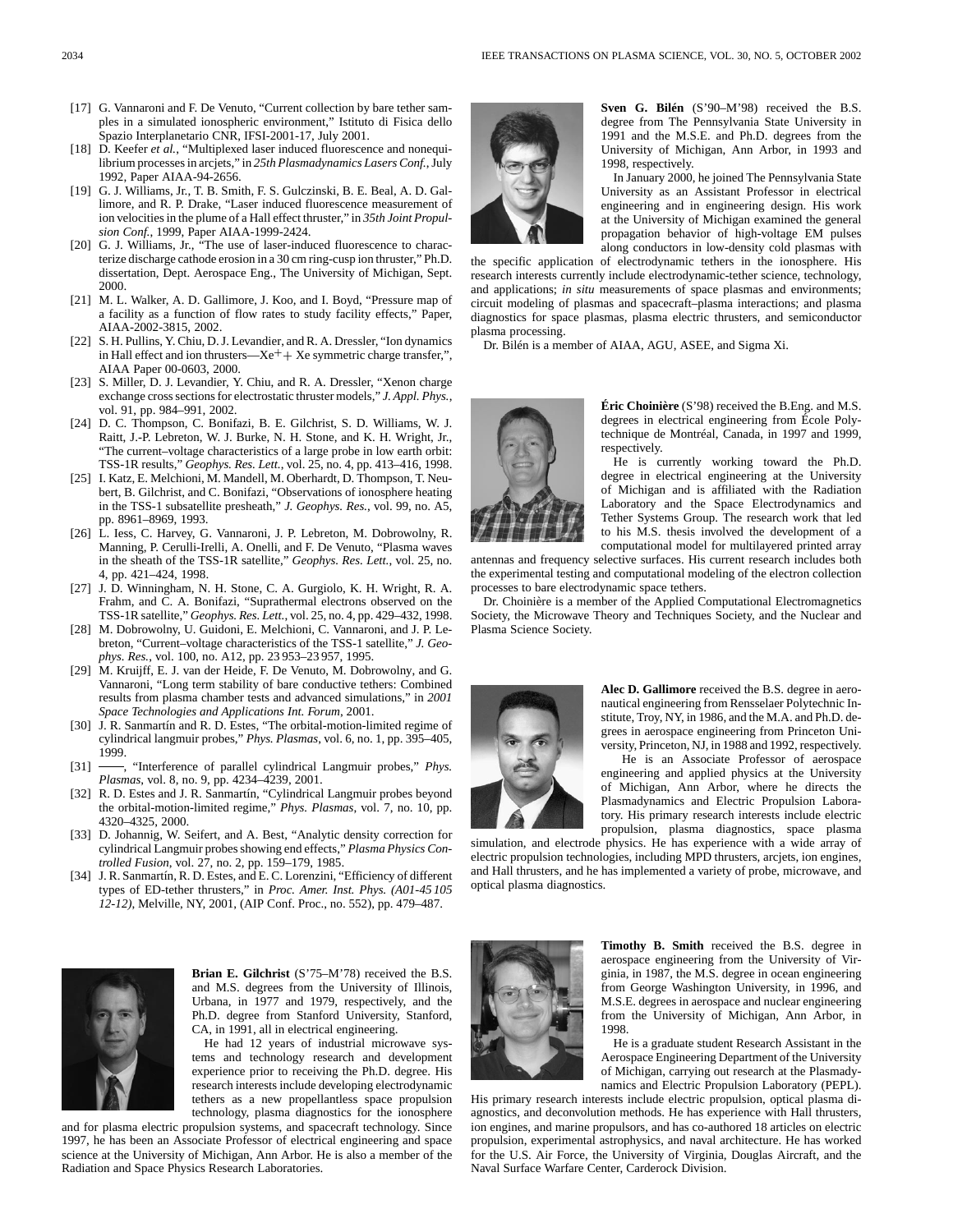[17] G. Vannaroni and F. De Venuto, "Current collection by bare tether samples in a simulated ionospheric environment," Istituto di Fisica dello Spazio Interplanetario CNR, IFSI-2001-17, July 2001.

[18] D. Keefer *et al.*, "Multiplexed laser induced fluorescence and nonequilibrium processes in arcjets," in *25th Plasmadynamics Lasers Conf.*, July 1992, Paper AIAA-94-2656.

[19] G. J. Williams, Jr., T. B. Smith, F. S. Gulczinski, B. E. Beal, A. D. Gallimore, and R. P. Drake, "Laser induced fluorescence measurement of ion velocities in the plume of a Hall effect thruster," in *35th Joint Propulsion Conf.*, 1999, Paper AIAA-1999-2424.

[20] G. J. Williams, Jr., "The use of laser-induced fluorescence to characterize discharge cathode erosion in a 30 cm ring-cusp ion thruster," Ph.D. dissertation, Dept. Aerospace Eng., The University of Michigan, Sept. 2000.

[21] M. L. Walker, A. D. Gallimore, J. Koo, and I. Boyd, "Pressure map of a facility as a function of flow rates to study facility effects," Paper, AIAA-2002-3815, 2002.

[22] S. H. Pullins, Y. Chiu, D. J. Levandier, and R. A. Dressler, "Ion dynamics in Hall effect and ion thrusters—$Xe^{+}$ + Xe symmetric charge transfer,", AIAA Paper 00-0603, 2000.

[23] S. Miller, D. J. Levandier, Y. Chiu, and R. A. Dressler, "Xenon charge exchange cross sections for electrostatic thruster models," *J. Appl. Phys.*, vol. 91, pp. 984–991, 2002.

[24] D. C. Thompson, C. Bonifazi, B. E. Gilchrist, S. D. Williams, W. J. Raitt, J.-P. Lebreton, W. J. Burke, N. H. Stone, and K. H. Wright, Jr., "The current–voltage characteristics of a large probe in low earth orbit: TSS-1R results," *Geophys. Res. Lett.*, vol. 25, no. 4, pp. 413–416, 1998.

[25] I. Katz, E. Melchioni, M. Mandell, M. Oberhardt, D. Thompson, T. Neubert, B. Gilchrist, and C. Bonifazi, "Observations of ionosphere heating in the TSS-1 subsatellite presheath," *J. Geophys. Res.*, vol. 99, no. A5, pp. 8961–8969, 1993.

[26] L. Iess, C. Harvey, G. Vannaroni, J. P. Lebreton, M. Dobrowolny, R. Manning, P. Cerulli-Irelli, A. Onelli, and F. De Venuto, "Plasma waves in the sheath of the TSS-1R satellite," *Geophys. Res. Lett.*, vol. 25, no. 4, pp. 421–424, 1998.

[27] J. D. Winningham, N. H. Stone, C. A. Gurgiolo, K. H. Wright, R. A. Frahm, and C. A. Bonifazi, "Suprathermal electrons observed on the TSS-1R satellite," *Geophys. Res. Lett.*, vol. 25, no. 4, pp. 429–432, 1998.

[28] M. Dobrowolny, U. Guidoni, E. Melchioni, C. Vannaroni, and J. P. Lebreton, "Current–voltage characteristics of the TSS-1 satellite," *J. Geophys. Res.*, vol. 100, no. A12, pp. 23 953–23 957, 1995.

[29] M. Kruijff, E. J. van der Heide, F. De Venuto, M. Dobrowolny, and G. Vannaroni, "Long term stability of bare conductive tethers: Combined results from plasma chamber tests and advanced simulations," in *2001 Space Technologies and Applications Int. Forum*, 2001.

[30] J. R. Sanmartín and R. D. Estes, "The orbital-motion-limited regime of cylindrical langmuir probes," *Phys. Plasmas*, vol. 6, no. 1, pp. 395–405, 1999.

[31] ——, "Interference of parallel cylindrical Langmuir probes," *Phys. Plasmas*, vol. 8, no. 9, pp. 4234–4239, 2001.

[32] R. D. Estes and J. R. Sanmartín, "Cylindrical Langmuir probes beyond the orbital-motion-limited regime," *Phys. Plasmas*, vol. 7, no. 10, pp. 4320–4325, 2000.

[33] D. Johannig, W. Seifert, and A. Best, "Analytic density correction for cylindrical Langmuir probes showing end effects," *Plasma Physics Controlled Fusion*, vol. 27, no. 2, pp. 159–179, 1985.

[34] J. R. Sanmartín, R. D. Estes, and E. C. Lorenzini, "Efficiency of different types of ED-tether thrusters," in *Proc. Amer. Inst. Phys. (A01-45 105 12-12)*, Melville, NY, 2001, (AIP Conf. Proc., no. 552), pp. 479–487.

**Brian E. Gilchrist** (S'75–M'78) received the B.S. and M.S. degrees from the University of Illinois, Urbana, in 1977 and 1979, respectively, and the Ph.D. degree from Stanford University, Stanford, CA, in 1991, all in electrical engineering.

He had 12 years of industrial microwave systems and technology research and development experience prior to receiving the Ph.D. degree. His research interests include developing electrodynamic tethers as a new propellantless space propulsion technology, plasma diagnostics for the ionosphere and for plasma electric propulsion systems, and spacecraft technology. Since 1997, he has been an Associate Professor of electrical engineering and space science at the University of Michigan, Ann Arbor. He is also a member of the Radiation and Space Physics Research Laboratories.

**Sven G. Bilén** (S'90–M'98) received the B.S. degree from The Pennsylvania State University in 1991 and the M.S.E. and Ph.D. degrees from the University of Michigan, Ann Arbor, in 1993 and 1998, respectively.

In January 2000, he joined The Pennsylvania State University as an Assistant Professor in electrical engineering and in engineering design. His work at the University of Michigan examined the general propagation behavior of high-voltage EM pulses along conductors in low-density cold plasmas with the specific application of electrodynamic tethers in the ionosphere. His research interests currently include electrodynamic-tether science, technology, and applications; *in situ* measurements of space plasmas and environments; circuit modeling of plasmas and spacecraft–plasma interactions; and plasma diagnostics for space plasmas, plasma electric thrusters, and semiconductor plasma processing.

Dr. Bilén is a member of AIAA, AGU, ASEE, and Sigma Xi.

**Éric Choinière** (S'98) received the B.Eng. and M.S. degrees in electrical engineering from École Polytechnique de Montréal, Canada, in 1997 and 1999, respectively.

He is currently working toward the Ph.D. degree in electrical engineering at the University of Michigan and is affiliated with the Radiation Laboratory and the Space Electrodynamics and Tether Systems Group. The research work that led to his M.S. thesis involved the development of a computational model for multilayered printed array antennas and frequency selective surfaces. His current research includes both the experimental testing and computational modeling of the electron collection processes to bare electrodynamic space tethers.

Dr. Choinière is a member of the Applied Computational Electromagnetics Society, the Microwave Theory and Techniques Society, and the Nuclear and Plasma Science Society.

**Alec D. Gallimore** received the B.S. degree in aeronautical engineering from Rensselaer Polytechnic Institute, Troy, NY, in 1986, and the M.A. and Ph.D. degrees in aerospace engineering from Princeton University, Princeton, NJ, in 1988 and 1992, respectively.

He is an Associate Professor of aerospace engineering and applied physics at the University of Michigan, Ann Arbor, where he directs the Plasmadynamics and Electric Propulsion Laboratory. His primary research interests include electric propulsion, plasma diagnostics, space plasma simulation, and electrode physics. He has experience with a wide array of electric propulsion technologies, including MPD thrusters, arcjets, ion engines, and Hall thrusters, and he has implemented a variety of probe, microwave, and optical plasma diagnostics.

**Timothy B. Smith** received the B.S. degree in aerospace engineering from the University of Virginia, in 1987, the M.S. degree in ocean engineering from George Washington University, in 1996, and M.S.E. degrees in aerospace and nuclear engineering from the University of Michigan, Ann Arbor, in 1998.

He is a graduate student Research Assistant in the Aerospace Engineering Department of the University of Michigan, carrying out research at the Plasmadynamics and Electric Propulsion Laboratory (PEPL). His primary research interests include electric propulsion, optical plasma diagnostics, and deconvolution methods. He has experience with Hall thrusters, ion engines, and marine propulsors, and has co-authored 18 articles on electric propulsion, experimental astrophysics, and naval architecture. He has worked for the U.S. Air Force, the University of Virginia, Douglas Aircraft, and the Naval Surface Warfare Center, Carderock Division.